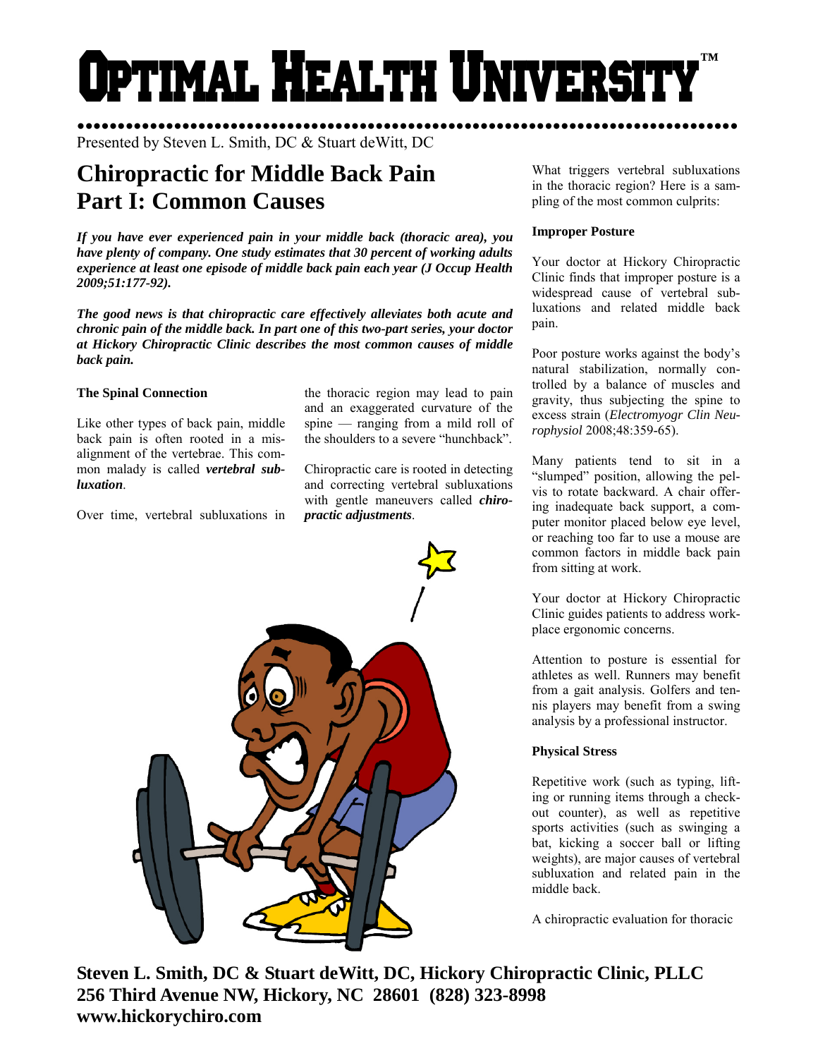# Optimal Health University™

Presented by Steven L. Smith, DC & Stuart deWitt, DC

## Chiropractic for Middle Back Pain Part I: Common Causes

***If you have ever experienced pain in your middle back (thoracic area), you have plenty of company. One study estimates that 30 percent of working adults experience at least one episode of middle back pain each year (J Occup Health 2009;51:177-92).***

***The good news is that chiropractic care effectively alleviates both acute and chronic pain of the middle back. In part one of this two-part series, your doctor at Hickory Chiropractic Clinic describes the most common causes of middle back pain.***

**The Spinal Connection**

Like other types of back pain, middle back pain is often rooted in a misalignment of the vertebrae. This common malady is called ***vertebral subluxation***.

Over time, vertebral subluxations in the thoracic region may lead to pain and an exaggerated curvature of the spine — ranging from a mild roll of the shoulders to a severe "hunchback".

Chiropractic care is rooted in detecting and correcting vertebral subluxations with gentle maneuvers called ***chiropractic adjustments***.

What triggers vertebral subluxations in the thoracic region? Here is a sampling of the most common culprits:

**Improper Posture**

Your doctor at Hickory Chiropractic Clinic finds that improper posture is a widespread cause of vertebral subluxations and related middle back pain.

Poor posture works against the body's natural stabilization, normally controlled by a balance of muscles and gravity, thus subjecting the spine to excess strain (*Electromyogr Clin Neurophysiol* 2008;48:359-65).

Many patients tend to sit in a "slumped" position, allowing the pelvis to rotate backward. A chair offering inadequate back support, a computer monitor placed below eye level, or reaching too far to use a mouse are common factors in middle back pain from sitting at work.

Your doctor at Hickory Chiropractic Clinic guides patients to address workplace ergonomic concerns.

Attention to posture is essential for athletes as well. Runners may benefit from a gait analysis. Golfers and tennis players may benefit from a swing analysis by a professional instructor.

**Physical Stress**

Repetitive work (such as typing, lifting or running items through a checkout counter), as well as repetitive sports activities (such as swinging a bat, kicking a soccer ball or lifting weights), are major causes of vertebral subluxation and related pain in the middle back.

A chiropractic evaluation for thoracic

**Steven L. Smith, DC & Stuart deWitt, DC, Hickory Chiropractic Clinic, PLLC**
**256 Third Avenue NW, Hickory, NC 28601 (828) 323-8998**
**www.hickorychiro.com**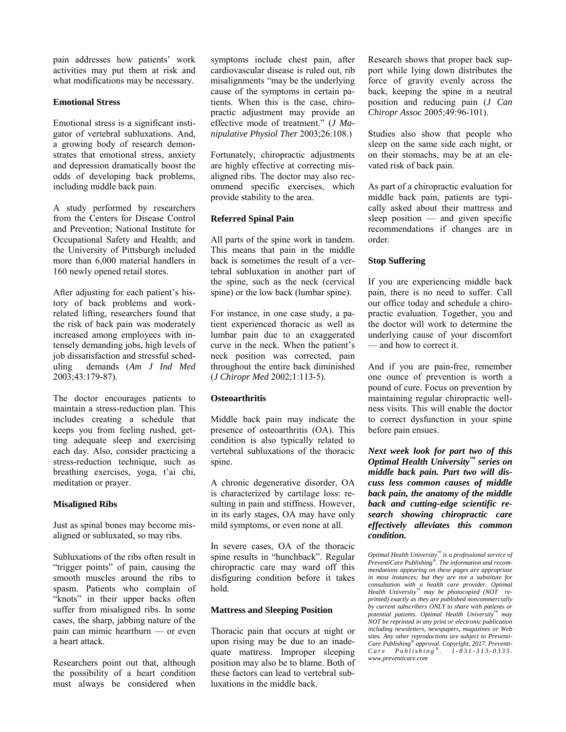pain addresses how patients' work activities may put them at risk and what modifications may be necessary.

### Emotional Stress

Emotional stress is a significant instigator of vertebral subluxations. And, a growing body of research demonstrates that emotional stress, anxiety and depression dramatically boost the odds of developing back problems, including middle back pain.

A study performed by researchers from the Centers for Disease Control and Prevention; National Institute for Occupational Safety and Health; and the University of Pittsburgh included more than 6,000 material handlers in 160 newly opened retail stores.

After adjusting for each patient's history of back problems and work-related lifting, researchers found that the risk of back pain was moderately increased among employees with intensely demanding jobs, high levels of job dissatisfaction and stressful scheduling demands (*Am J Ind Med* 2003;43:179-87).

The doctor encourages patients to maintain a stress-reduction plan. This includes creating a schedule that keeps you from feeling rushed, getting adequate sleep and exercising each day. Also, consider practicing a stress-reduction technique, such as breathing exercises, yoga, t'ai chi, meditation or prayer.

### Misaligned Ribs

Just as spinal bones may become misaligned or subluxated, so may ribs.

Subluxations of the ribs often result in "trigger points" of pain, causing the smooth muscles around the ribs to spasm. Patients who complain of "knots" in their upper backs often suffer from misaligned ribs. In some cases, the sharp, jabbing nature of the pain can mimic heartburn — or even a heart attack.

Researchers point out that, although the possibility of a heart condition must always be considered when symptoms include chest pain, after cardiovascular disease is ruled out, rib misalignments "may be the underlying cause of the symptoms in certain patients. When this is the case, chiropractic adjustment may provide an effective mode of treatment." (*J Manipulative Physiol Ther* 2003;26:108.)

Fortunately, chiropractic adjustments are highly effective at correcting misaligned ribs. The doctor may also recommend specific exercises, which provide stability to the area.

### Referred Spinal Pain

All parts of the spine work in tandem. This means that pain in the middle back is sometimes the result of a vertebral subluxation in another part of the spine, such as the neck (cervical spine) or the low back (lumbar spine).

For instance, in one case study, a patient experienced thoracic as well as lumbar pain due to an exaggerated curve in the neck. When the patient's neck position was corrected, pain throughout the entire back diminished (*J Chiropr Med* 2002;1:113-5).

### Osteoarthritis

Middle back pain may indicate the presence of osteoarthritis (OA). This condition is also typically related to vertebral subluxations of the thoracic spine.

A chronic degenerative disorder, OA is characterized by cartilage loss: resulting in pain and stiffness. However, in its early stages, OA may have only mild symptoms, or even none at all.

In severe cases, OA of the thoracic spine results in "hunchback". Regular chiropractic care may ward off this disfiguring condition before it takes hold.

### Mattress and Sleeping Position

Thoracic pain that occurs at night or upon rising may be due to an inadequate mattress. Improper sleeping position may also be to blame. Both of these factors can lead to vertebral subluxations in the middle back.

Research shows that proper back support while lying down distributes the force of gravity evenly across the back, keeping the spine in a neutral position and reducing pain (*J Can Chiropr Assoc* 2005;49:96-101).

Studies also show that people who sleep on the same side each night, or on their stomachs, may be at an elevated risk of back pain.

As part of a chiropractic evaluation for middle back pain, patients are typically asked about their mattress and sleep position — and given specific recommendations if changes are in order.

### Stop Suffering

If you are experiencing middle back pain, there is no need to suffer. Call our office today and schedule a chiropractic evaluation. Together, you and the doctor will work to determine the underlying cause of your discomfort — and how to correct it.

And if you are pain-free, remember one ounce of prevention is worth a pound of cure. Focus on prevention by maintaining regular chiropractic wellness visits. This will enable the doctor to correct dysfunction in your spine before pain ensues.

***Next week look for part two of this Optimal Health University™ series on middle back pain. Part two will discuss less common causes of middle back pain, the anatomy of the middle back and cutting-edge scientific research showing chiropractic care effectively alleviates this common condition.***

*Optimal Health University™ is a professional service of PreventiCare Publishing®. The information and recommendations appearing on these pages are appropriate in most instances; but they are not a substitute for consultation with a health care provider. Optimal Health University™ may be photocopied (NOT reprinted) exactly as they are published noncommercially by current subscribers ONLY to share with patients or potential patients. Optimal Health University™ may NOT be reprinted in any print or electronic publication including newsletters, newspapers, magazines or Web sites. Any other reproductions are subject to PreventiCare Publishing® approval. Copyright, 2017. PreventiCare Publishing®. 1-831-313-0335. www.preventicare.com*